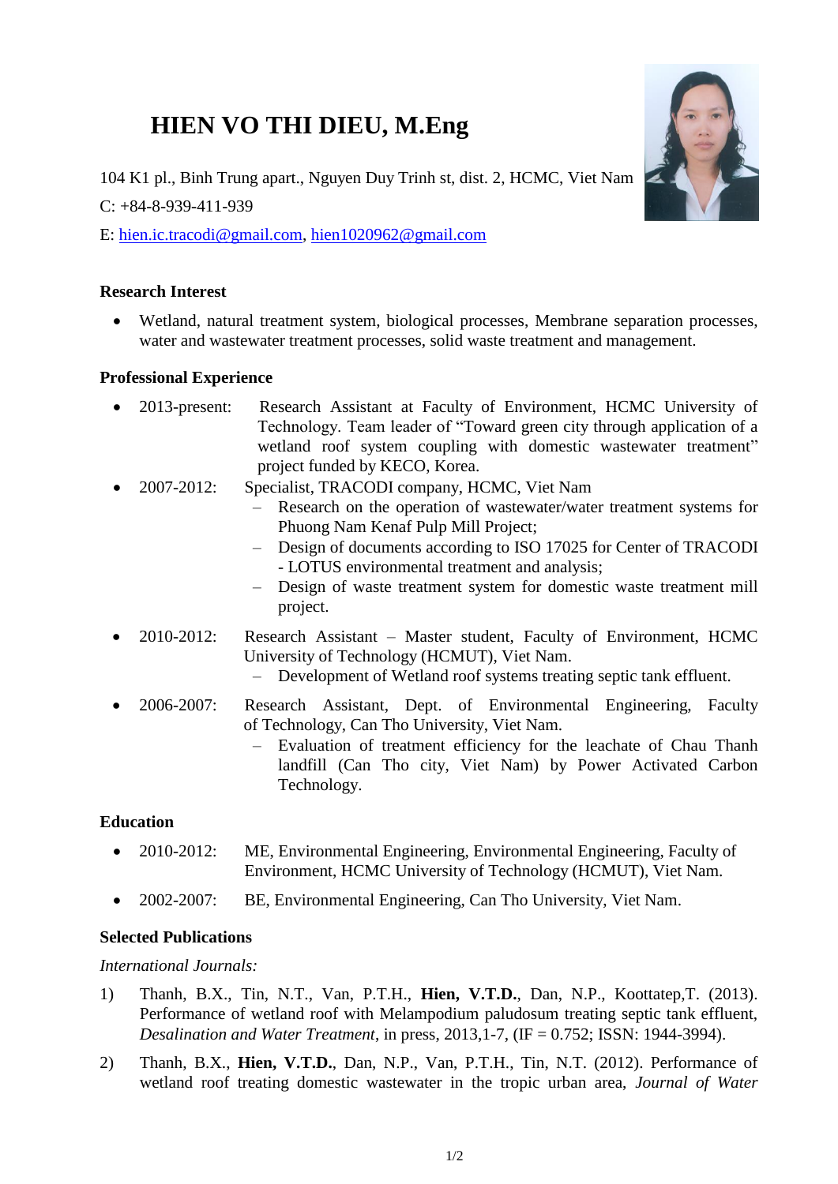# HIEN VO THI DIEU, M.Eng

104 K1 pl., Binh Trung apart., Nguyen Duy Trinh st, dist. 2, HCMC, Viet Nam

C: +84-8-939-411-939

E: hien.ic.tracodi@gmail.com, hien1020962@gmail.com

## Research Interest

- Wetland, natural treatment system, biological processes, Membrane separation processes, water and wastewater treatment processes, solid waste treatment and management.

## Professional Experience

- 2013-present: Research Assistant at Faculty of Environment, HCMC University of Technology. Team leader of "Toward green city through application of a wetland roof system coupling with domestic wastewater treatment" project funded by KECO, Korea.
- 2007-2012: Specialist, TRACODI company, HCMC, Viet Nam
  - Research on the operation of wastewater/water treatment systems for Phuong Nam Kenaf Pulp Mill Project;
  - Design of documents according to ISO 17025 for Center of TRACODI - LOTUS environmental treatment and analysis;
  - Design of waste treatment system for domestic waste treatment mill project.
- 2010-2012: Research Assistant – Master student, Faculty of Environment, HCMC University of Technology (HCMUT), Viet Nam.
  - Development of Wetland roof systems treating septic tank effluent.
- 2006-2007: Research Assistant, Dept. of Environmental Engineering, Faculty of Technology, Can Tho University, Viet Nam.
  - Evaluation of treatment efficiency for the leachate of Chau Thanh landfill (Can Tho city, Viet Nam) by Power Activated Carbon Technology.

## Education

- 2010-2012: ME, Environmental Engineering, Environmental Engineering, Faculty of Environment, HCMC University of Technology (HCMUT), Viet Nam.
- 2002-2007: BE, Environmental Engineering, Can Tho University, Viet Nam.

## Selected Publications

*International Journals:*

1) Thanh, B.X., Tin, N.T., Van, P.T.H., **Hien, V.T.D.**, Dan, N.P., Koottatep,T. (2013). Performance of wetland roof with Melampodium paludosum treating septic tank effluent, *Desalination and Water Treatment*, in press, 2013,1-7, (IF = 0.752; ISSN: 1944-3994).
2) Thanh, B.X., **Hien, V.T.D.**, Dan, N.P., Van, P.T.H., Tin, N.T. (2012). Performance of wetland roof treating domestic wastewater in the tropic urban area, *Journal of Water*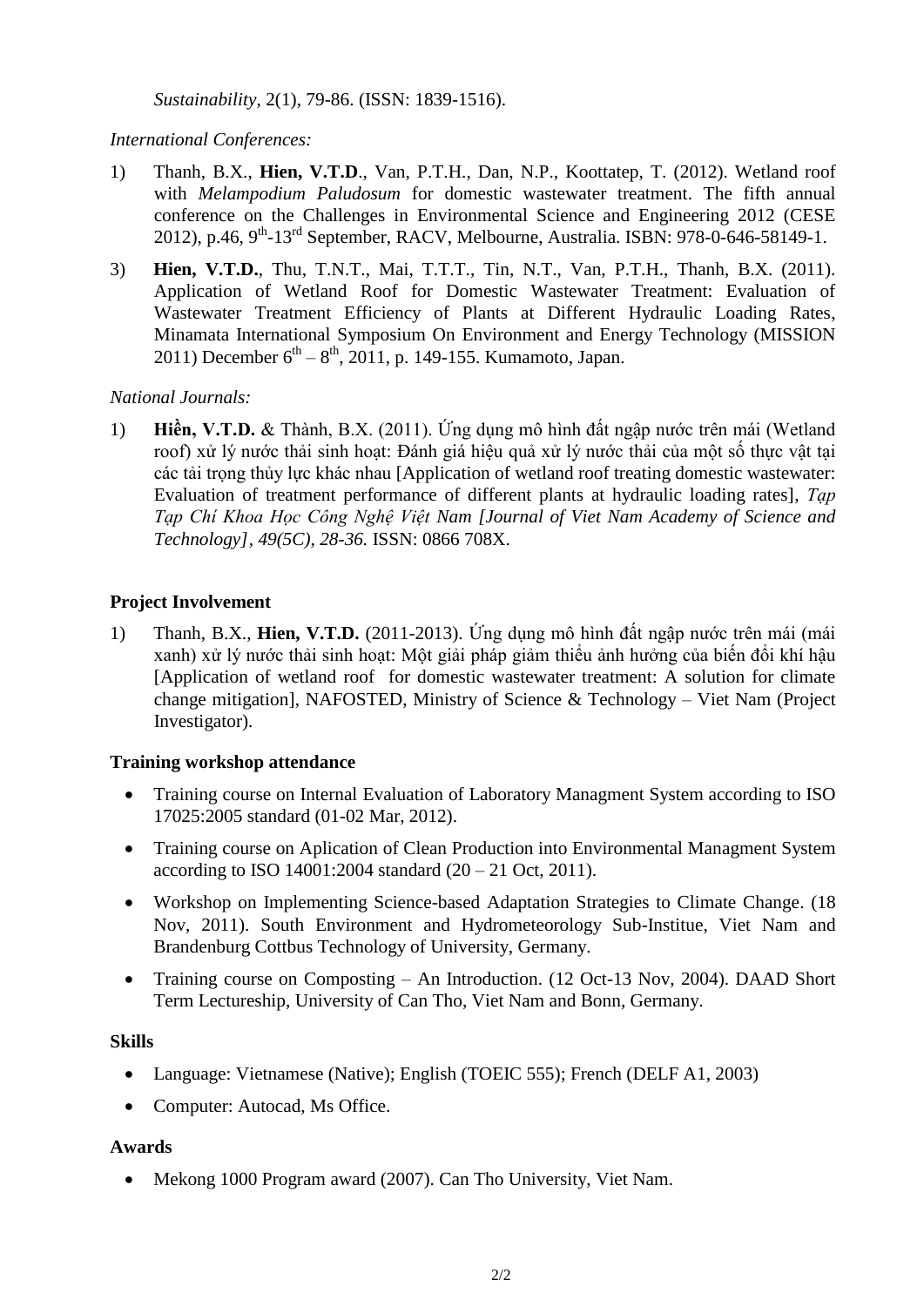*Sustainability*, 2(1), 79-86. (ISSN: 1839-1516).

*International Conferences:*

1) Thanh, B.X., **Hien, V.T.D**., Van, P.T.H., Dan, N.P., Koottatep, T. (2012). Wetland roof with *Melampodium Paludosum* for domestic wastewater treatment. The fifth annual conference on the Challenges in Environmental Science and Engineering 2012 (CESE 2012), p.46, 9th-13rd September, RACV, Melbourne, Australia. ISBN: 978-0-646-58149-1.

3) **Hien, V.T.D.**, Thu, T.N.T., Mai, T.T.T., Tin, N.T., Van, P.T.H., Thanh, B.X. (2011). Application of Wetland Roof for Domestic Wastewater Treatment: Evaluation of Wastewater Treatment Efficiency of Plants at Different Hydraulic Loading Rates, Minamata International Symposium On Environment and Energy Technology (MISSION 2011) December 6th – 8th, 2011, p. 149-155. Kumamoto, Japan.

*National Journals:*

1) **Hiền, V.T.D.** & Thành, B.X. (2011). Ứng dụng mô hình đất ngập nước trên mái (Wetland roof) xử lý nước thải sinh hoạt: Đánh giá hiệu quả xử lý nước thải của một số thực vật tại các tải trọng thủy lực khác nhau [Application of wetland roof treating domestic wastewater: Evaluation of treatment performance of different plants at hydraulic loading rates], *Tạp Tạp Chí Khoa Học Công Nghệ Việt Nam [Journal of Viet Nam Academy of Science and Technology], 49(5C), 28-36.* ISSN: 0866 708X.

**Project Involvement**

1) Thanh, B.X., **Hien, V.T.D.** (2011-2013). Ứng dụng mô hình đất ngập nước trên mái (mái xanh) xử lý nước thải sinh hoạt: Một giải pháp giảm thiểu ảnh hưởng của biến đổi khí hậu [Application of wetland roof for domestic wastewater treatment: A solution for climate change mitigation], NAFOSTED, Ministry of Science & Technology – Viet Nam (Project Investigator).

**Training workshop attendance**

- Training course on Internal Evaluation of Laboratory Managment System according to ISO 17025:2005 standard (01-02 Mar, 2012).
- Training course on Aplication of Clean Production into Environmental Managment System according to ISO 14001:2004 standard (20 – 21 Oct, 2011).
- Workshop on Implementing Science-based Adaptation Strategies to Climate Change. (18 Nov, 2011). South Environment and Hydrometeorology Sub-Institue, Viet Nam and Brandenburg Cottbus Technology of University, Germany.
- Training course on Composting – An Introduction. (12 Oct-13 Nov, 2004). DAAD Short Term Lectureship, University of Can Tho, Viet Nam and Bonn, Germany.

**Skills**

- Language: Vietnamese (Native); English (TOEIC 555); French (DELF A1, 2003)
- Computer: Autocad, Ms Office.

**Awards**

- Mekong 1000 Program award (2007). Can Tho University, Viet Nam.